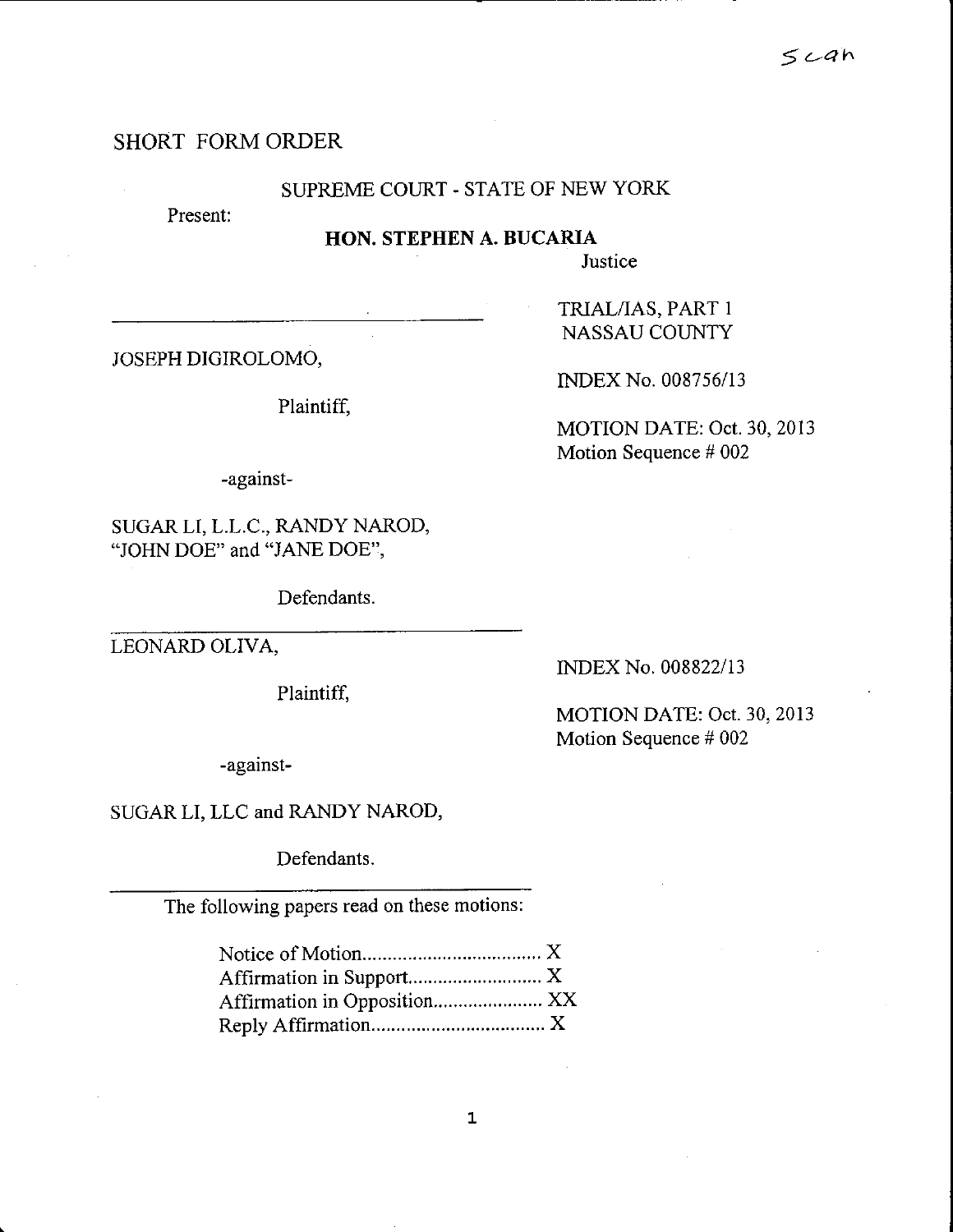Scan

SHORT FORM ORDER

SUPREME COURT - STATE OF NEW YORK

Present:

**HON. STEPHEN A. BUCARIA**

Justice

TRIAL/IAS, PART 1
NASSAU COUNTY

JOSEPH DIGIROLOMO,

Plaintiff,

INDEX No. 008756/13

MOTION DATE: Oct. 30, 2013
Motion Sequence # 002

-against-

SUGAR LI, L.L.C., RANDY NAROD, "JOHN DOE" and "JANE DOE",

Defendants.

LEONARD OLIVA,

Plaintiff,

INDEX No. 008822/13

MOTION DATE: Oct. 30, 2013
Motion Sequence # 002

-against-

SUGAR LI, LLC and RANDY NAROD,

Defendants.

The following papers read on these motions:

Notice of Motion.................................... X
Affirmation in Support........................... X
Affirmation in Opposition...................... XX
Reply Affirmation.................................. X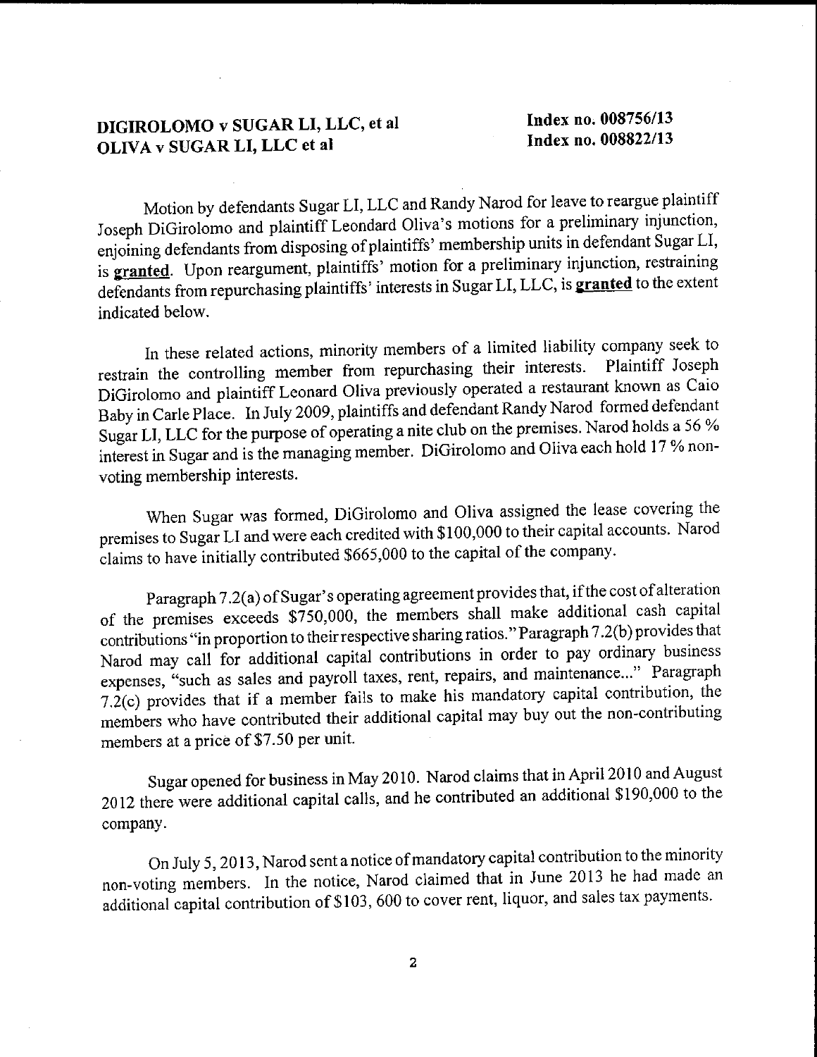**DIGIROLOMO v SUGAR LI, LLC, et al** **Index no. 008756/13**
**OLIVA v SUGAR LI, LLC et al** **Index no. 008822/13**

Motion by defendants Sugar LI, LLC and Randy Narod for leave to reargue plaintiff Joseph DiGirolomo and plaintiff Leondard Oliva's motions for a preliminary injunction, enjoining defendants from disposing of plaintiffs' membership units in defendant Sugar LI, is **granted**. Upon reargument, plaintiffs' motion for a preliminary injunction, restraining defendants from repurchasing plaintiffs' interests in Sugar LI, LLC, is **granted** to the extent indicated below.

In these related actions, minority members of a limited liability company seek to restrain the controlling member from repurchasing their interests. Plaintiff Joseph DiGirolomo and plaintiff Leonard Oliva previously operated a restaurant known as Caio Baby in Carle Place. In July 2009, plaintiffs and defendant Randy Narod formed defendant Sugar LI, LLC for the purpose of operating a nite club on the premises. Narod holds a 56 % interest in Sugar and is the managing member. DiGirolomo and Oliva each hold 17 % non-voting membership interests.

When Sugar was formed, DiGirolomo and Oliva assigned the lease covering the premises to Sugar LI and were each credited with $100,000 to their capital accounts. Narod claims to have initially contributed $665,000 to the capital of the company.

Paragraph 7.2(a) of Sugar's operating agreement provides that, if the cost of alteration of the premises exceeds $750,000, the members shall make additional cash capital contributions "in proportion to their respective sharing ratios." Paragraph 7.2(b) provides that Narod may call for additional capital contributions in order to pay ordinary business expenses, "such as sales and payroll taxes, rent, repairs, and maintenance..." Paragraph 7.2(c) provides that if a member fails to make his mandatory capital contribution, the members who have contributed their additional capital may buy out the non-contributing members at a price of $7.50 per unit.

Sugar opened for business in May 2010. Narod claims that in April 2010 and August 2012 there were additional capital calls, and he contributed an additional $190,000 to the company.

On July 5, 2013, Narod sent a notice of mandatory capital contribution to the minority non-voting members. In the notice, Narod claimed that in June 2013 he had made an additional capital contribution of $103, 600 to cover rent, liquor, and sales tax payments.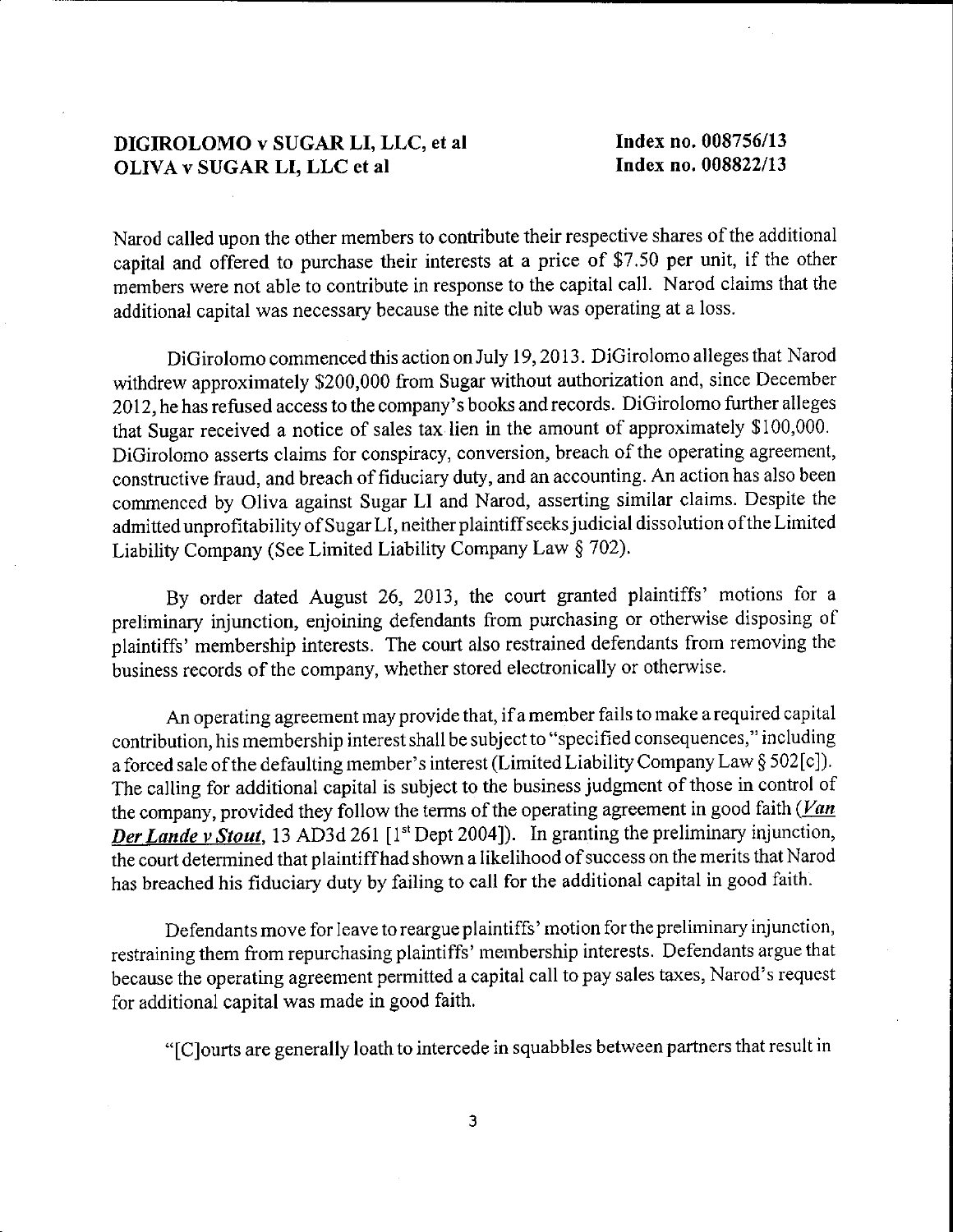Narod called upon the other members to contribute their respective shares of the additional capital and offered to purchase their interests at a price of $7.50 per unit, if the other members were not able to contribute in response to the capital call. Narod claims that the additional capital was necessary because the nite club was operating at a loss.

DiGirolomo commenced this action on July 19, 2013. DiGirolomo alleges that Narod withdrew approximately $200,000 from Sugar without authorization and, since December 2012, he has refused access to the company's books and records. DiGirolomo further alleges that Sugar received a notice of sales tax lien in the amount of approximately $100,000. DiGirolomo asserts claims for conspiracy, conversion, breach of the operating agreement, constructive fraud, and breach of fiduciary duty, and an accounting. An action has also been commenced by Oliva against Sugar LI and Narod, asserting similar claims. Despite the admitted unprofitability of Sugar LI, neither plaintiff seeks judicial dissolution of the Limited Liability Company (See Limited Liability Company Law § 702).

By order dated August 26, 2013, the court granted plaintiffs' motions for a preliminary injunction, enjoining defendants from purchasing or otherwise disposing of plaintiffs' membership interests. The court also restrained defendants from removing the business records of the company, whether stored electronically or otherwise.

An operating agreement may provide that, if a member fails to make a required capital contribution, his membership interest shall be subject to "specified consequences," including a forced sale of the defaulting member's interest (Limited Liability Company Law § 502[c]). The calling for additional capital is subject to the business judgment of those in control of the company, provided they follow the terms of the operating agreement in good faith (***Van Der Lande v Stout***, 13 AD3d 261 [1st Dept 2004]). In granting the preliminary injunction, the court determined that plaintiff had shown a likelihood of success on the merits that Narod has breached his fiduciary duty by failing to call for the additional capital in good faith.

Defendants move for leave to reargue plaintiffs' motion for the preliminary injunction, restraining them from repurchasing plaintiffs' membership interests. Defendants argue that because the operating agreement permitted a capital call to pay sales taxes, Narod's request for additional capital was made in good faith.

"[C]ourts are generally loath to intercede in squabbles between partners that result in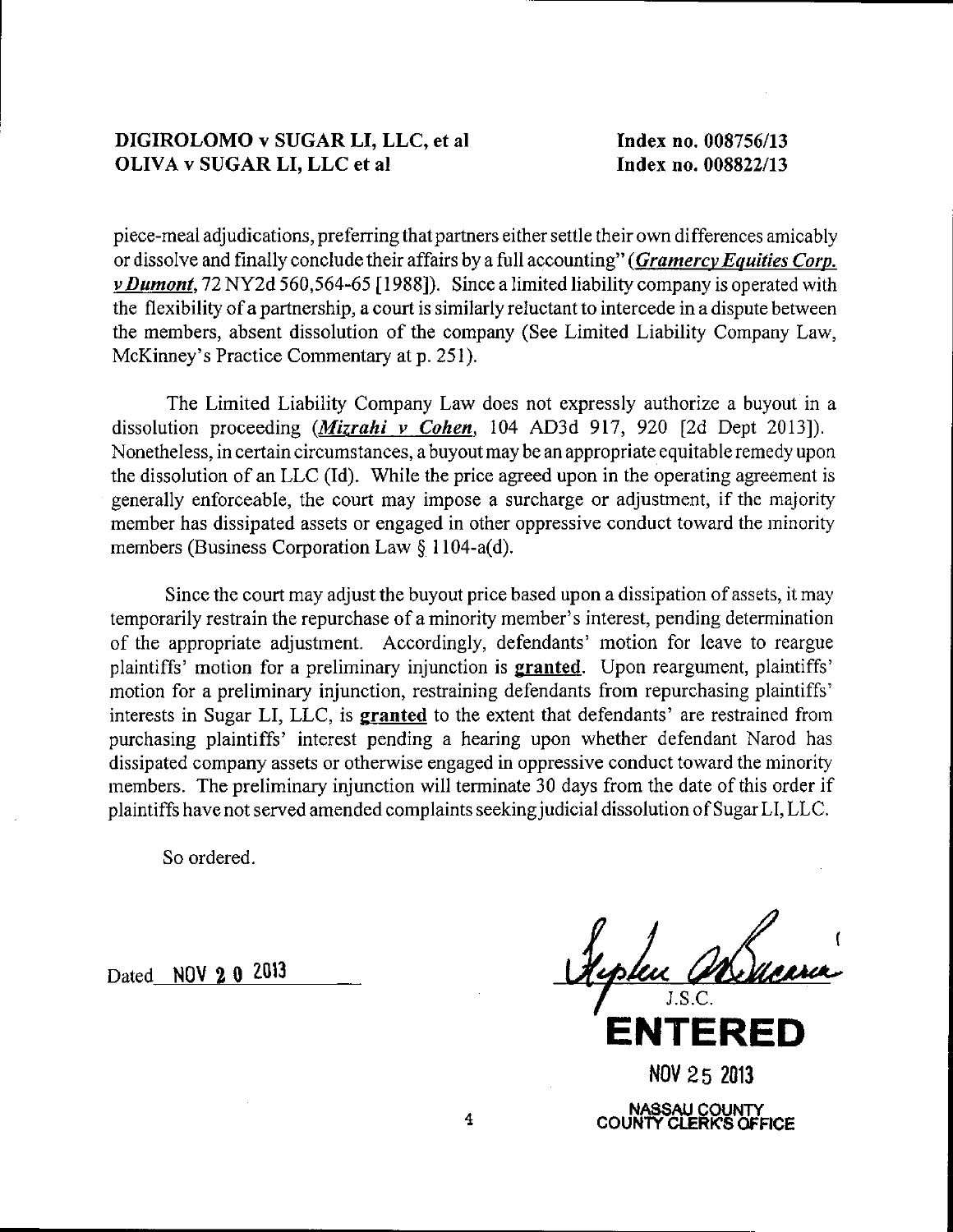**DIGIROLOMO v SUGAR LI, LLC, et al** **Index no. 008756/13**
**OLIVA v SUGAR LI, LLC et al** **Index no. 008822/13**

piece-meal adjudications, preferring that partners either settle their own differences amicably or dissolve and finally conclude their affairs by a full accounting" (***Gramercy Equities Corp. v Dumont***, 72 NY2d 560,564-65 [1988]). Since a limited liability company is operated with the flexibility of a partnership, a court is similarly reluctant to intercede in a dispute between the members, absent dissolution of the company (See Limited Liability Company Law, McKinney's Practice Commentary at p. 251).

The Limited Liability Company Law does not expressly authorize a buyout in a dissolution proceeding (***Mizrahi v Cohen***, 104 AD3d 917, 920 [2d Dept 2013]). Nonetheless, in certain circumstances, a buyout may be an appropriate equitable remedy upon the dissolution of an LLC (Id). While the price agreed upon in the operating agreement is generally enforceable, the court may impose a surcharge or adjustment, if the majority member has dissipated assets or engaged in other oppressive conduct toward the minority members (Business Corporation Law § 1104-a(d).

Since the court may adjust the buyout price based upon a dissipation of assets, it may temporarily restrain the repurchase of a minority member's interest, pending determination of the appropriate adjustment. Accordingly, defendants' motion for leave to reargue plaintiffs' motion for a preliminary injunction is **granted**. Upon reargument, plaintiffs' motion for a preliminary injunction, restraining defendants from repurchasing plaintiffs' interests in Sugar LI, LLC, is **granted** to the extent that defendants' are restrained from purchasing plaintiffs' interest pending a hearing upon whether defendant Narod has dissipated company assets or otherwise engaged in oppressive conduct toward the minority members. The preliminary injunction will terminate 30 days from the date of this order if plaintiffs have not served amended complaints seeking judicial dissolution of Sugar LI, LLC.

So ordered.

Dated NOV 20 2013

J.S.C.

**ENTERED**

NOV 25 2013

NASSAU COUNTY
COUNTY CLERK'S OFFICE